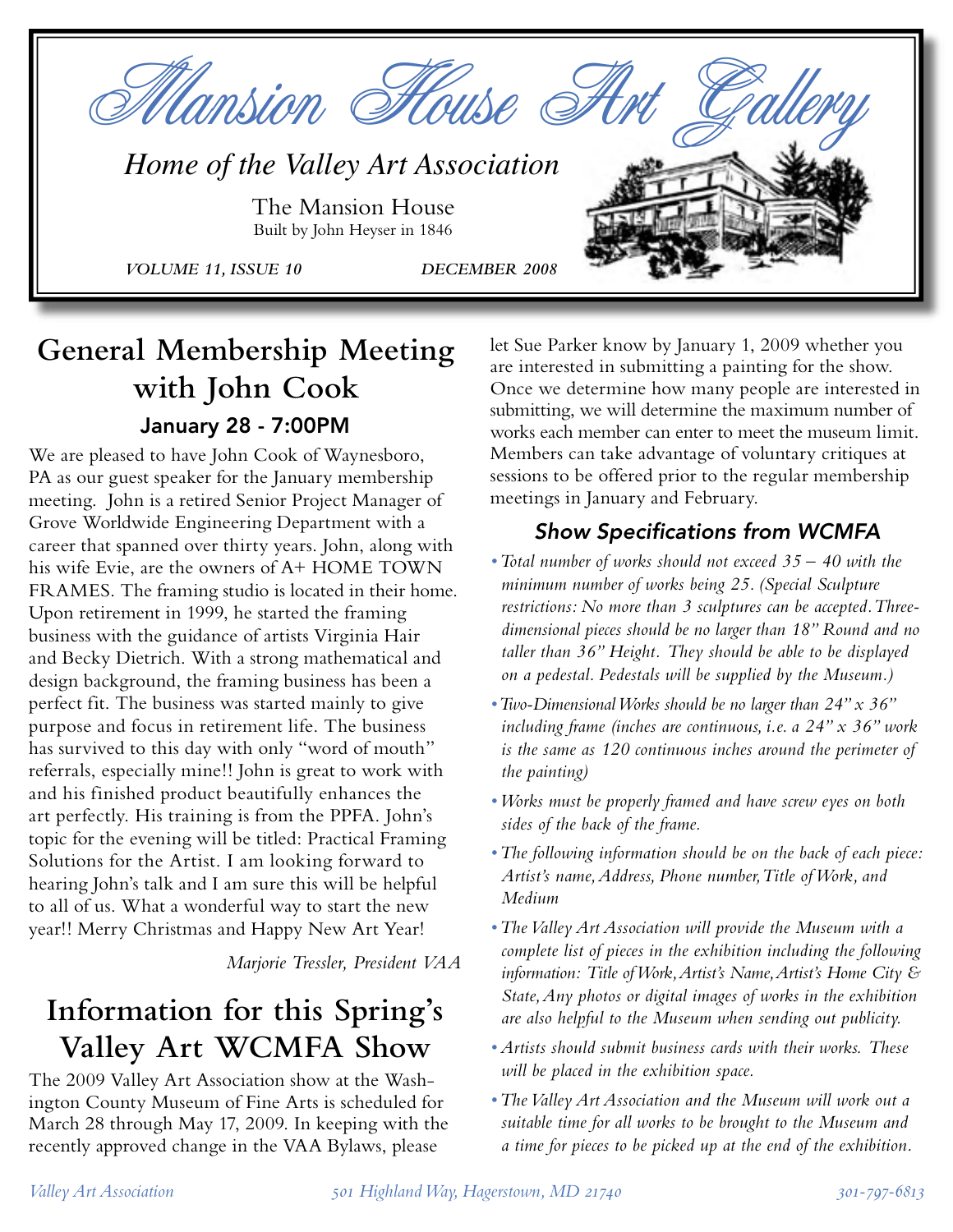# Mansion House Art Gallery

*Home of the Valley Art Association*

The Mansion House
Built by John Heyser in 1846

*VOLUME 11, ISSUE 10* *DECEMBER 2008*

## General Membership Meeting with John Cook

### January 28 - 7:00PM

We are pleased to have John Cook of Waynesboro, PA as our guest speaker for the January membership meeting. John is a retired Senior Project Manager of Grove Worldwide Engineering Department with a career that spanned over thirty years. John, along with his wife Evie, are the owners of A+ HOME TOWN FRAMES. The framing studio is located in their home. Upon retirement in 1999, he started the framing business with the guidance of artists Virginia Hair and Becky Dietrich. With a strong mathematical and design background, the framing business has been a perfect fit. The business was started mainly to give purpose and focus in retirement life. The business has survived to this day with only "word of mouth" referrals, especially mine!! John is great to work with and his finished product beautifully enhances the art perfectly. His training is from the PPFA. John's topic for the evening will be titled: Practical Framing Solutions for the Artist. I am looking forward to hearing John's talk and I am sure this will be helpful to all of us. What a wonderful way to start the new year!! Merry Christmas and Happy New Art Year!

*Marjorie Tressler, President VAA*

## Information for this Spring's Valley Art WCMFA Show

The 2009 Valley Art Association show at the Washington County Museum of Fine Arts is scheduled for March 28 through May 17, 2009. In keeping with the recently approved change in the VAA Bylaws, please let Sue Parker know by January 1, 2009 whether you are interested in submitting a painting for the show. Once we determine how many people are interested in submitting, we will determine the maximum number of works each member can enter to meet the museum limit. Members can take advantage of voluntary critiques at sessions to be offered prior to the regular membership meetings in January and February.

### *Show Specifications from WCMFA*

- *Total number of works should not exceed 35 – 40 with the minimum number of works being 25. (Special Sculpture restrictions: No more than 3 sculptures can be accepted. Three-dimensional pieces should be no larger than 18" Round and no taller than 36" Height. They should be able to be displayed on a pedestal. Pedestals will be supplied by the Museum.)*
- *Two-Dimensional Works should be no larger than 24" x 36" including frame (inches are continuous, i.e. a 24" x 36" work is the same as 120 continuous inches around the perimeter of the painting)*
- *Works must be properly framed and have screw eyes on both sides of the back of the frame.*
- *The following information should be on the back of each piece: Artist's name, Address, Phone number, Title of Work, and Medium*
- *The Valley Art Association will provide the Museum with a complete list of pieces in the exhibition including the following information: Title of Work, Artist's Name, Artist's Home City & State, Any photos or digital images of works in the exhibition are also helpful to the Museum when sending out publicity.*
- *Artists should submit business cards with their works. These will be placed in the exhibition space.*
- *The Valley Art Association and the Museum will work out a suitable time for all works to be brought to the Museum and a time for pieces to be picked up at the end of the exhibition.*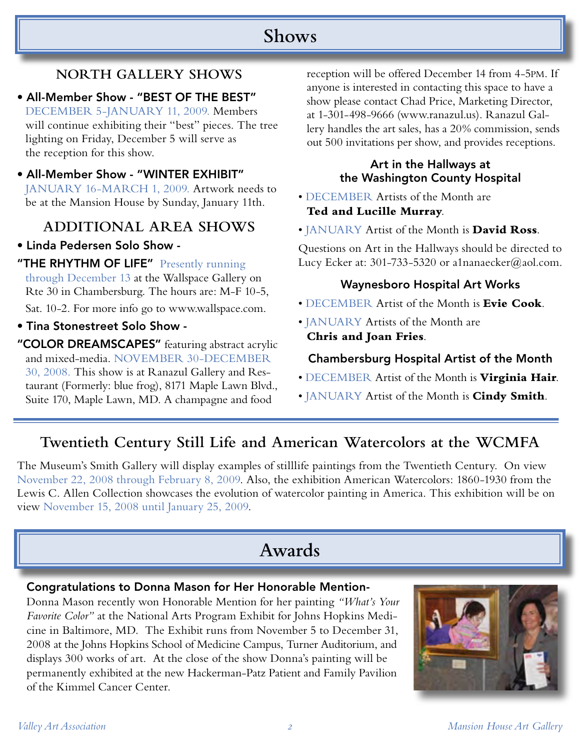# Shows

## NORTH GALLERY SHOWS

- **All-Member Show - "BEST OF THE BEST"** DECEMBER 5-JANUARY 11, 2009. Members will continue exhibiting their "best" pieces. The tree lighting on Friday, December 5 will serve as the reception for this show.
- **All-Member Show - "WINTER EXHIBIT"** JANUARY 16-MARCH 1, 2009. Artwork needs to be at the Mansion House by Sunday, January 11th.

## ADDITIONAL AREA SHOWS

- **Linda Pedersen Solo Show - "THE RHYTHM OF LIFE"** Presently running through December 13 at the Wallspace Gallery on Rte 30 in Chambersburg. The hours are: M-F 10-5, Sat. 10-2. For more info go to www.wallspace.com.
- **Tina Stonestreet Solo Show - "COLOR DREAMSCAPES"** featuring abstract acrylic and mixed-media. NOVEMBER 30-DECEMBER 30, 2008. This show is at Ranazul Gallery and Restaurant (Formerly: blue frog), 8171 Maple Lawn Blvd., Suite 170, Maple Lawn, MD. A champagne and food reception will be offered December 14 from 4-5PM. If anyone is interested in contacting this space to have a show please contact Chad Price, Marketing Director, at 1-301-498-9666 (www.ranazul.us). Ranazul Gallery handles the art sales, has a 20% commission, sends out 500 invitations per show, and provides receptions.

### Art in the Hallways at the Washington County Hospital

- DECEMBER Artists of the Month are **Ted and Lucille Murray**.
- JANUARY Artist of the Month is **David Ross**.

Questions on Art in the Hallways should be directed to Lucy Ecker at: 301-733-5320 or a1nanaecker@aol.com.

### Waynesboro Hospital Art Works

- DECEMBER Artist of the Month is **Evie Cook**.
- JANUARY Artists of the Month are **Chris and Joan Fries**.

### Chambersburg Hospital Artist of the Month

- DECEMBER Artist of the Month is **Virginia Hair**.
- JANUARY Artist of the Month is **Cindy Smith**.

## Twentieth Century Still Life and American Watercolors at the WCMFA

The Museum's Smith Gallery will display examples of stilllife paintings from the Twentieth Century. On view November 22, 2008 through February 8, 2009. Also, the exhibition American Watercolors: 1860-1930 from the Lewis C. Allen Collection showcases the evolution of watercolor painting in America. This exhibition will be on view November 15, 2008 until January 25, 2009.

# Awards

### Congratulations to Donna Mason for Her Honorable Mention-

Donna Mason recently won Honorable Mention for her painting *"What's Your Favorite Color"* at the National Arts Program Exhibit for Johns Hopkins Medicine in Baltimore, MD. The Exhibit runs from November 5 to December 31, 2008 at the Johns Hopkins School of Medicine Campus, Turner Auditorium, and displays 300 works of art. At the close of the show Donna's painting will be permanently exhibited at the new Hackerman-Patz Patient and Family Pavilion of the Kimmel Cancer Center.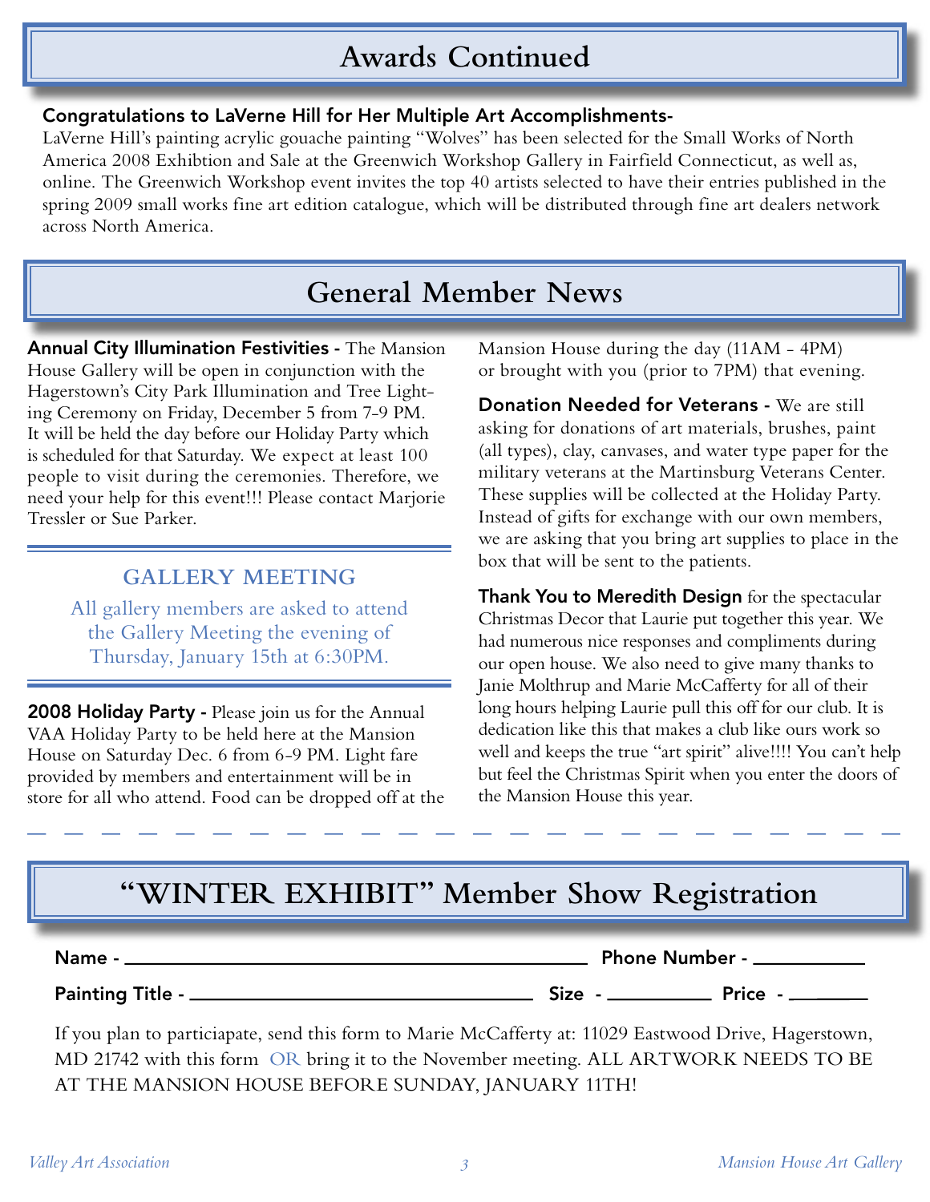# Awards Continued

**Congratulations to LaVerne Hill for Her Multiple Art Accomplishments-**
LaVerne Hill's painting acrylic gouache painting "Wolves" has been selected for the Small Works of North America 2008 Exhibtion and Sale at the Greenwich Workshop Gallery in Fairfield Connecticut, as well as, online. The Greenwich Workshop event invites the top 40 artists selected to have their entries published in the spring 2009 small works fine art edition catalogue, which will be distributed through fine art dealers network across North America.

# General Member News

**Annual City Illumination Festivities -** The Mansion House Gallery will be open in conjunction with the Hagerstown's City Park Illumination and Tree Lighting Ceremony on Friday, December 5 from 7-9 PM. It will be held the day before our Holiday Party which is scheduled for that Saturday. We expect at least 100 people to visit during the ceremonies. Therefore, we need your help for this event!!! Please contact Marjorie Tressler or Sue Parker.

## GALLERY MEETING

All gallery members are asked to attend the Gallery Meeting the evening of Thursday, January 15th at 6:30PM.

**2008 Holiday Party -** Please join us for the Annual VAA Holiday Party to be held here at the Mansion House on Saturday Dec. 6 from 6-9 PM. Light fare provided by members and entertainment will be in store for all who attend. Food can be dropped off at the Mansion House during the day (11AM - 4PM) or brought with you (prior to 7PM) that evening.

**Donation Needed for Veterans -** We are still asking for donations of art materials, brushes, paint (all types), clay, canvases, and water type paper for the military veterans at the Martinsburg Veterans Center. These supplies will be collected at the Holiday Party. Instead of gifts for exchange with our own members, we are asking that you bring art supplies to place in the box that will be sent to the patients.

**Thank You to Meredith Design** for the spectacular Christmas Decor that Laurie put together this year. We had numerous nice responses and compliments during our open house. We also need to give many thanks to Janie Molthrup and Marie McCafferty for all of their long hours helping Laurie pull this off for our club. It is dedication like this that makes a club like ours work so well and keeps the true "art spirit" alive!!!! You can't help but feel the Christmas Spirit when you enter the doors of the Mansion House this year.

# "WINTER EXHIBIT" Member Show Registration

**Name -** ______________________________ **Phone Number -** ____________

**Painting Title -** ______________________________ **Size -** ____________ **Price -** ________

If you plan to particiapate, send this form to Marie McCafferty at: 11029 Eastwood Drive, Hagerstown, MD 21742 with this form OR bring it to the November meeting. ALL ARTWORK NEEDS TO BE AT THE MANSION HOUSE BEFORE SUNDAY, JANUARY 11TH!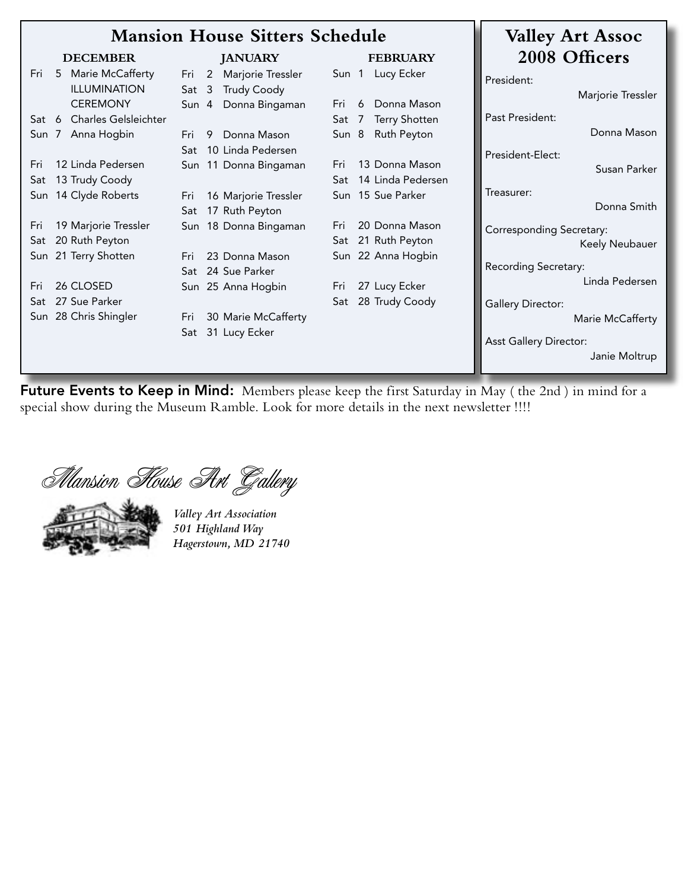## Mansion House Sitters Schedule

**DECEMBER**

Fri 5 Marie McCafferty ILLUMINATION CEREMONY
Sat 6 Charles Gelsleichter
Sun 7 Anna Hogbin

Fri 12 Linda Pedersen
Sat 13 Trudy Coody
Sun 14 Clyde Roberts

Fri 19 Marjorie Tressler
Sat 20 Ruth Peyton
Sun 21 Terry Shotten

Fri 26 CLOSED
Sat 27 Sue Parker
Sun 28 Chris Shingler

**JANUARY**

Fri 2 Marjorie Tressler
Sat 3 Trudy Coody
Sun 4 Donna Bingaman

Fri 9 Donna Mason
Sat 10 Linda Pedersen
Sun 11 Donna Bingaman

Fri 16 Marjorie Tressler
Sat 17 Ruth Peyton
Sun 18 Donna Bingaman

Fri 23 Donna Mason
Sat 24 Sue Parker
Sun 25 Anna Hogbin

Fri 30 Marie McCafferty
Sat 31 Lucy Ecker

**FEBRUARY**

Sun 1 Lucy Ecker

Fri 6 Donna Mason
Sat 7 Terry Shotten
Sun 8 Ruth Peyton

Fri 13 Donna Mason
Sat 14 Linda Pedersen
Sun 15 Sue Parker

Fri 20 Donna Mason
Sat 21 Ruth Peyton
Sun 22 Anna Hogbin

Fri 27 Lucy Ecker
Sat 28 Trudy Coody

## Valley Art Assoc 2008 Officers

President:
Marjorie Tressler

Past President:
Donna Mason

President-Elect:
Susan Parker

Treasurer:
Donna Smith

Corresponding Secretary:
Keely Neubauer

Recording Secretary:
Linda Pedersen

Gallery Director:
Marie McCafferty

Asst Gallery Director:
Janie Moltrup

**Future Events to Keep in Mind:** Members please keep the first Saturday in May ( the 2nd ) in mind for a special show during the Museum Ramble. Look for more details in the next newsletter !!!!

*Mansion House Art Gallery*

*Valley Art Association*
*501 Highland Way*
*Hagerstown, MD 21740*